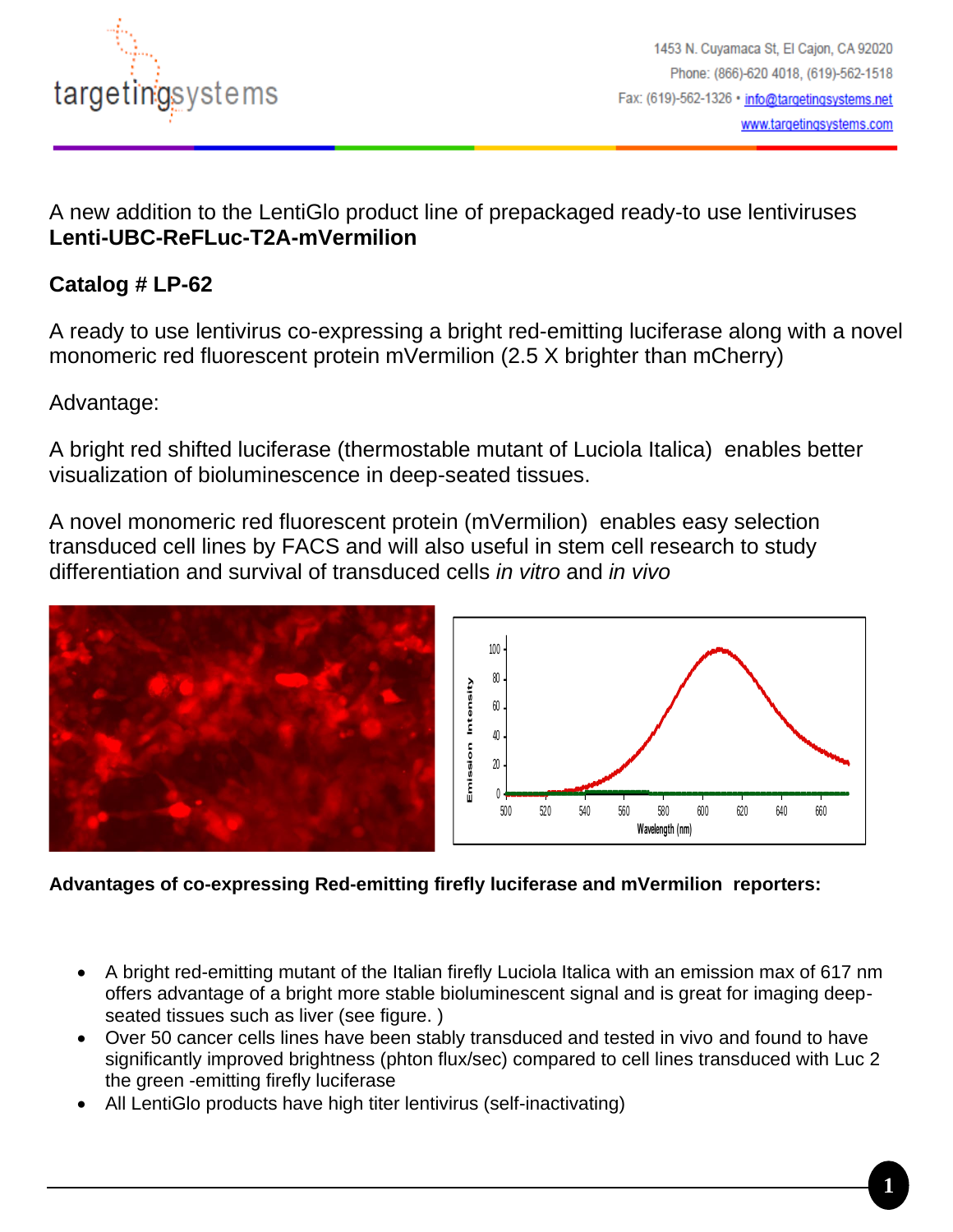targetingsystems

1453 N. Cuyamaca St, El Cajon, CA 92020
Phone: (866)-620 4018, (619)-562-1518
Fax: (619)-562-1326 • info@targetingsystems.net
www.targetingsystems.com

A new addition to the LentiGlo product line of prepackaged ready-to use lentiviruses
**Lenti-UBC-ReFLuc-T2A-mVermilion**

**Catalog # LP-62**

A ready to use lentivirus co-expressing a bright red-emitting luciferase along with a novel monomeric red fluorescent protein mVermilion (2.5 X brighter than mCherry)

Advantage:

A bright red shifted luciferase (thermostable mutant of Luciola Italica) enables better visualization of bioluminescence in deep-seated tissues.

A novel monomeric red fluorescent protein (mVermilion) enables easy selection transduced cell lines by FACS and will also useful in stem cell research to study differentiation and survival of transduced cells *in vitro* and *in vivo*

**Advantages of co-expressing Red-emitting firefly luciferase and mVermilion reporters:**

- A bright red-emitting mutant of the Italian firefly Luciola Italica with an emission max of 617 nm offers advantage of a bright more stable bioluminescent signal and is great for imaging deep-seated tissues such as liver (see figure. )
- Over 50 cancer cells lines have been stably transduced and tested in vivo and found to have significantly improved brightness (phton flux/sec) compared to cell lines transduced with Luc 2 the green -emitting firefly luciferase
- All LentiGlo products have high titer lentivirus (self-inactivating)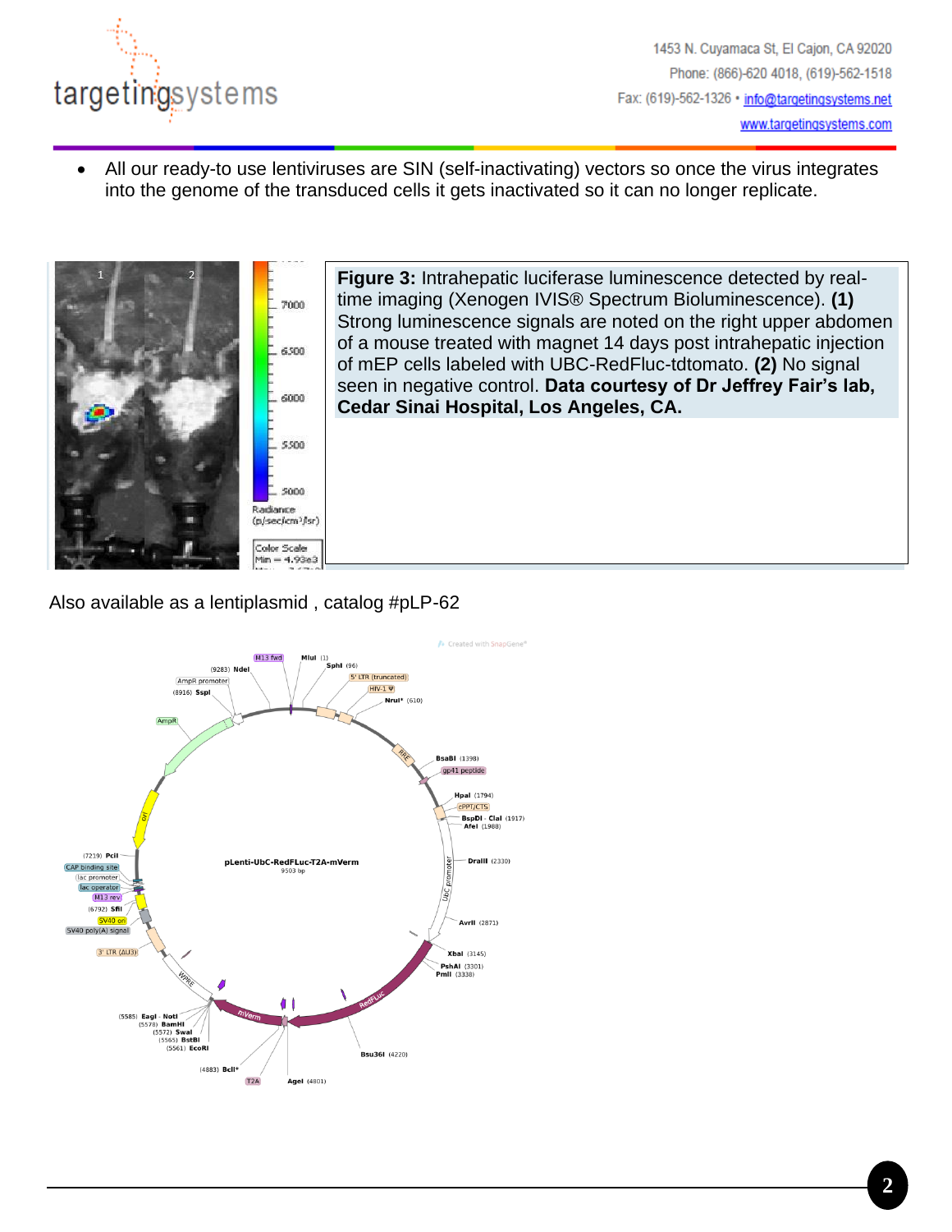- All our ready-to use lentiviruses are SIN (self-inactivating) vectors so once the virus integrates into the genome of the transduced cells it gets inactivated so it can no longer replicate.

**Figure 3:** Intrahepatic luciferase luminescence detected by real-time imaging (Xenogen IVIS® Spectrum Bioluminescence). **(1)** Strong luminescence signals are noted on the right upper abdomen of a mouse treated with magnet 14 days post intrahepatic injection of mEP cells labeled with UBC-RedFluc-tdtomato. **(2)** No signal seen in negative control. **Data courtesy of Dr Jeffrey Fair's lab, Cedar Sinai Hospital, Los Angeles, CA.**

Also available as a lentiplasmid , catalog #pLP-62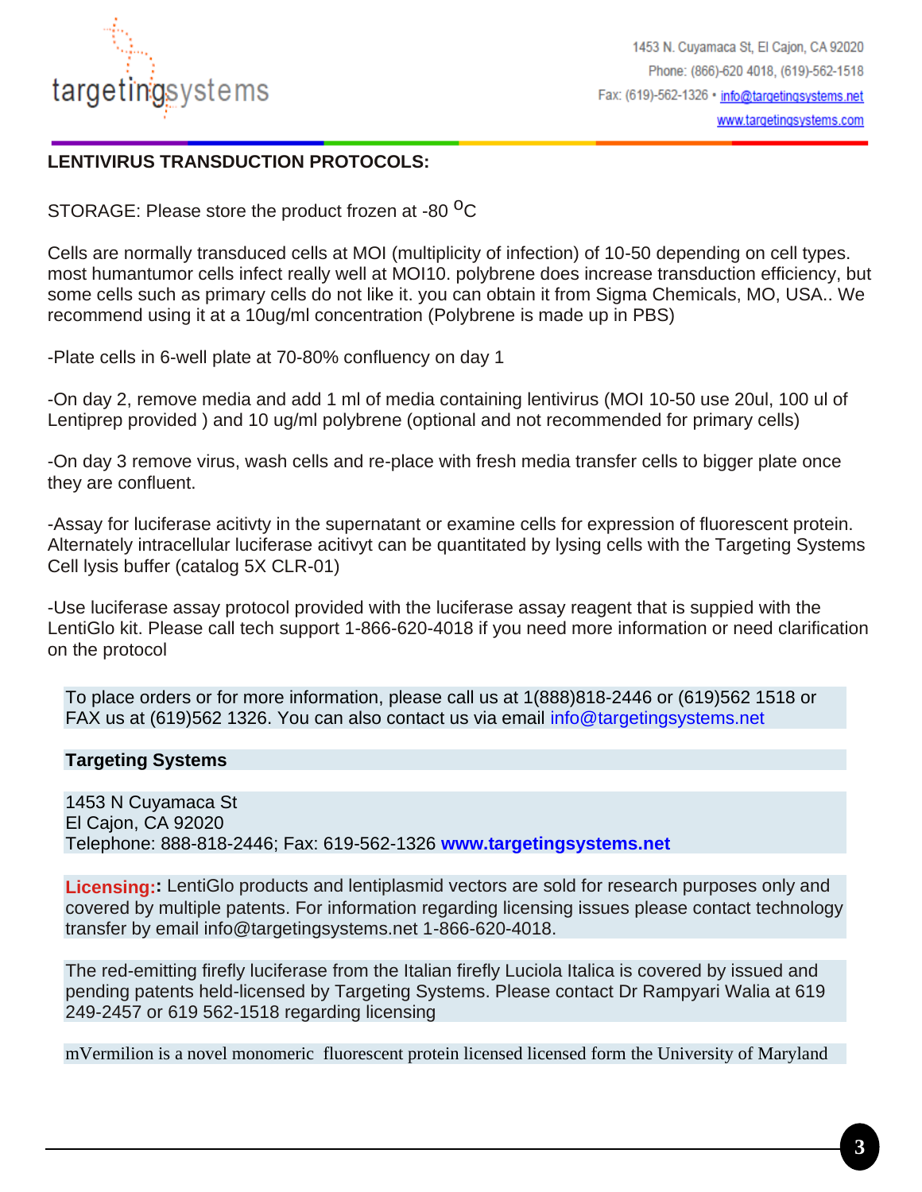targetingsystems

1453 N. Cuyamaca St, El Cajon, CA 92020
Phone: (866)-620 4018, (619)-562-1518
Fax: (619)-562-1326 • info@targetingsystems.net
www.targetingsystems.com

**LENTIVIRUS TRANSDUCTION PROTOCOLS:**

STORAGE: Please store the product frozen at -80 $^{o}$C

Cells are normally transduced cells at MOI (multiplicity of infection) of 10-50 depending on cell types. most humantumor cells infect really well at MOI10. polybrene does increase transduction efficiency, but some cells such as primary cells do not like it. you can obtain it from Sigma Chemicals, MO, USA.. We recommend using it at a 10ug/ml concentration (Polybrene is made up in PBS)

-Plate cells in 6-well plate at 70-80% confluency on day 1

-On day 2, remove media and add 1 ml of media containing lentivirus (MOI 10-50 use 20ul, 100 ul of Lentiprep provided ) and 10 ug/ml polybrene (optional and not recommended for primary cells)

-On day 3 remove virus, wash cells and re-place with fresh media transfer cells to bigger plate once they are confluent.

-Assay for luciferase acitivty in the supernatant or examine cells for expression of fluorescent protein. Alternately intracellular luciferase acitivyt can be quantitated by lysing cells with the Targeting Systems Cell lysis buffer (catalog 5X CLR-01)

-Use luciferase assay protocol provided with the luciferase assay reagent that is suppied with the LentiGlo kit. Please call tech support 1-866-620-4018 if you need more information or need clarification on the protocol

To place orders or for more information, please call us at 1(888)818-2446 or (619)562 1518 or FAX us at (619)562 1326. You can also contact us via email info@targetingsystems.net

**Targeting Systems**

1453 N Cuyamaca St
El Cajon, CA 92020
Telephone: 888-818-2446; Fax: 619-562-1326 **www.targetingsystems.net**

**Licensing::** LentiGlo products and lentiplasmid vectors are sold for research purposes only and covered by multiple patents. For information regarding licensing issues please contact technology transfer by email info@targetingsystems.net 1-866-620-4018.

The red-emitting firefly luciferase from the Italian firefly Luciola Italica is covered by issued and pending patents held-licensed by Targeting Systems. Please contact Dr Rampyari Walia at 619 249-2457 or 619 562-1518 regarding licensing

mVermilion is a novel monomeric fluorescent protein licensed licensed form the University of Maryland